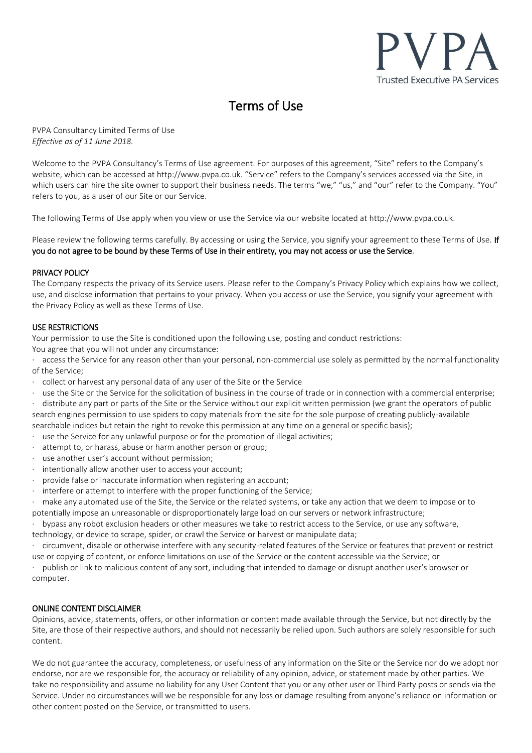PVPA

Trusted Executive PA Services

# Terms of Use

PVPA Consultancy Limited Terms of Use
*Effective as of 11 June 2018.*

Welcome to the PVPA Consultancy's Terms of Use agreement. For purposes of this agreement, "Site" refers to the Company's website, which can be accessed at http://www.pvpa.co.uk. "Service" refers to the Company's services accessed via the Site, in which users can hire the site owner to support their business needs. The terms "we," "us," and "our" refer to the Company. "You" refers to you, as a user of our Site or our Service.

The following Terms of Use apply when you view or use the Service via our website located at http://www.pvpa.co.uk.

Please review the following terms carefully. By accessing or using the Service, you signify your agreement to these Terms of Use. **If you do not agree to be bound by these Terms of Use in their entirety, you may not access or use the Service**.

**PRIVACY POLICY**

The Company respects the privacy of its Service users. Please refer to the Company's Privacy Policy which explains how we collect, use, and disclose information that pertains to your privacy. When you access or use the Service, you signify your agreement with the Privacy Policy as well as these Terms of Use.

**USE RESTRICTIONS**

Your permission to use the Site is conditioned upon the following use, posting and conduct restrictions:
You agree that you will not under any circumstance:

- access the Service for any reason other than your personal, non-commercial use solely as permitted by the normal functionality of the Service;
- collect or harvest any personal data of any user of the Site or the Service
- use the Site or the Service for the solicitation of business in the course of trade or in connection with a commercial enterprise;
- distribute any part or parts of the Site or the Service without our explicit written permission (we grant the operators of public search engines permission to use spiders to copy materials from the site for the sole purpose of creating publicly-available searchable indices but retain the right to revoke this permission at any time on a general or specific basis);
- use the Service for any unlawful purpose or for the promotion of illegal activities;
- attempt to, or harass, abuse or harm another person or group;
- use another user's account without permission;
- intentionally allow another user to access your account;
- provide false or inaccurate information when registering an account;
- interfere or attempt to interfere with the proper functioning of the Service;
- make any automated use of the Site, the Service or the related systems, or take any action that we deem to impose or to potentially impose an unreasonable or disproportionately large load on our servers or network infrastructure;
- bypass any robot exclusion headers or other measures we take to restrict access to the Service, or use any software, technology, or device to scrape, spider, or crawl the Service or harvest or manipulate data;
- circumvent, disable or otherwise interfere with any security-related features of the Service or features that prevent or restrict use or copying of content, or enforce limitations on use of the Service or the content accessible via the Service; or
- publish or link to malicious content of any sort, including that intended to damage or disrupt another user's browser or computer.

**ONLINE CONTENT DISCLAIMER**

Opinions, advice, statements, offers, or other information or content made available through the Service, but not directly by the Site, are those of their respective authors, and should not necessarily be relied upon. Such authors are solely responsible for such content.

We do not guarantee the accuracy, completeness, or usefulness of any information on the Site or the Service nor do we adopt nor endorse, nor are we responsible for, the accuracy or reliability of any opinion, advice, or statement made by other parties. We take no responsibility and assume no liability for any User Content that you or any other user or Third Party posts or sends via the Service. Under no circumstances will we be responsible for any loss or damage resulting from anyone's reliance on information or other content posted on the Service, or transmitted to users.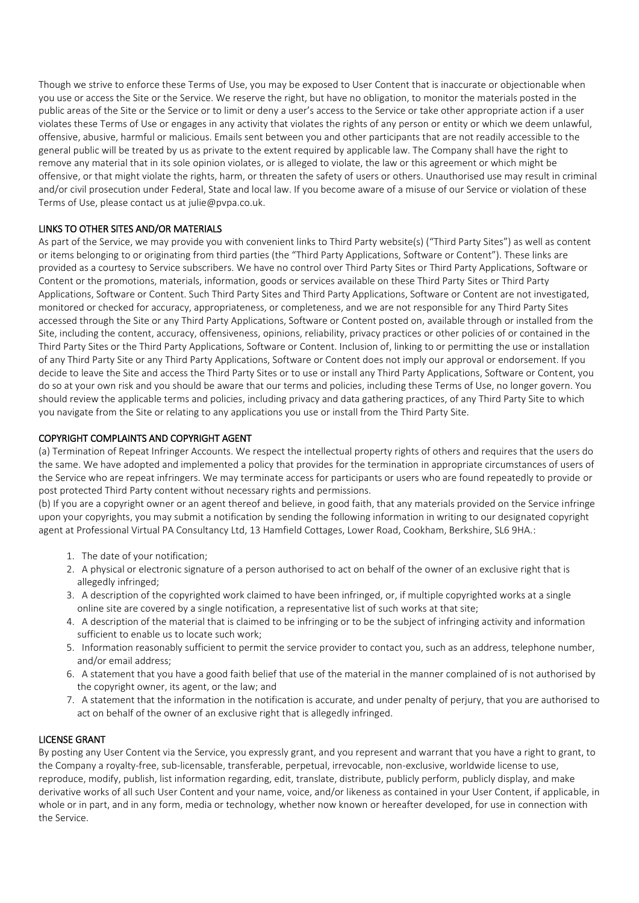Though we strive to enforce these Terms of Use, you may be exposed to User Content that is inaccurate or objectionable when you use or access the Site or the Service. We reserve the right, but have no obligation, to monitor the materials posted in the public areas of the Site or the Service or to limit or deny a user's access to the Service or take other appropriate action if a user violates these Terms of Use or engages in any activity that violates the rights of any person or entity or which we deem unlawful, offensive, abusive, harmful or malicious. Emails sent between you and other participants that are not readily accessible to the general public will be treated by us as private to the extent required by applicable law. The Company shall have the right to remove any material that in its sole opinion violates, or is alleged to violate, the law or this agreement or which might be offensive, or that might violate the rights, harm, or threaten the safety of users or others. Unauthorised use may result in criminal and/or civil prosecution under Federal, State and local law. If you become aware of a misuse of our Service or violation of these Terms of Use, please contact us at julie@pvpa.co.uk.

## LINKS TO OTHER SITES AND/OR MATERIALS

As part of the Service, we may provide you with convenient links to Third Party website(s) ("Third Party Sites") as well as content or items belonging to or originating from third parties (the "Third Party Applications, Software or Content"). These links are provided as a courtesy to Service subscribers. We have no control over Third Party Sites or Third Party Applications, Software or Content or the promotions, materials, information, goods or services available on these Third Party Sites or Third Party Applications, Software or Content. Such Third Party Sites and Third Party Applications, Software or Content are not investigated, monitored or checked for accuracy, appropriateness, or completeness, and we are not responsible for any Third Party Sites accessed through the Site or any Third Party Applications, Software or Content posted on, available through or installed from the Site, including the content, accuracy, offensiveness, opinions, reliability, privacy practices or other policies of or contained in the Third Party Sites or the Third Party Applications, Software or Content. Inclusion of, linking to or permitting the use or installation of any Third Party Site or any Third Party Applications, Software or Content does not imply our approval or endorsement. If you decide to leave the Site and access the Third Party Sites or to use or install any Third Party Applications, Software or Content, you do so at your own risk and you should be aware that our terms and policies, including these Terms of Use, no longer govern. You should review the applicable terms and policies, including privacy and data gathering practices, of any Third Party Site to which you navigate from the Site or relating to any applications you use or install from the Third Party Site.

## COPYRIGHT COMPLAINTS AND COPYRIGHT AGENT

(a) Termination of Repeat Infringer Accounts. We respect the intellectual property rights of others and requires that the users do the same. We have adopted and implemented a policy that provides for the termination in appropriate circumstances of users of the Service who are repeat infringers. We may terminate access for participants or users who are found repeatedly to provide or post protected Third Party content without necessary rights and permissions.

(b) If you are a copyright owner or an agent thereof and believe, in good faith, that any materials provided on the Service infringe upon your copyrights, you may submit a notification by sending the following information in writing to our designated copyright agent at Professional Virtual PA Consultancy Ltd, 13 Hamfield Cottages, Lower Road, Cookham, Berkshire, SL6 9HA.:

1. The date of your notification;
2. A physical or electronic signature of a person authorised to act on behalf of the owner of an exclusive right that is allegedly infringed;
3. A description of the copyrighted work claimed to have been infringed, or, if multiple copyrighted works at a single online site are covered by a single notification, a representative list of such works at that site;
4. A description of the material that is claimed to be infringing or to be the subject of infringing activity and information sufficient to enable us to locate such work;
5. Information reasonably sufficient to permit the service provider to contact you, such as an address, telephone number, and/or email address;
6. A statement that you have a good faith belief that use of the material in the manner complained of is not authorised by the copyright owner, its agent, or the law; and
7. A statement that the information in the notification is accurate, and under penalty of perjury, that you are authorised to act on behalf of the owner of an exclusive right that is allegedly infringed.

## LICENSE GRANT

By posting any User Content via the Service, you expressly grant, and you represent and warrant that you have a right to grant, to the Company a royalty-free, sub-licensable, transferable, perpetual, irrevocable, non-exclusive, worldwide license to use, reproduce, modify, publish, list information regarding, edit, translate, distribute, publicly perform, publicly display, and make derivative works of all such User Content and your name, voice, and/or likeness as contained in your User Content, if applicable, in whole or in part, and in any form, media or technology, whether now known or hereafter developed, for use in connection with the Service.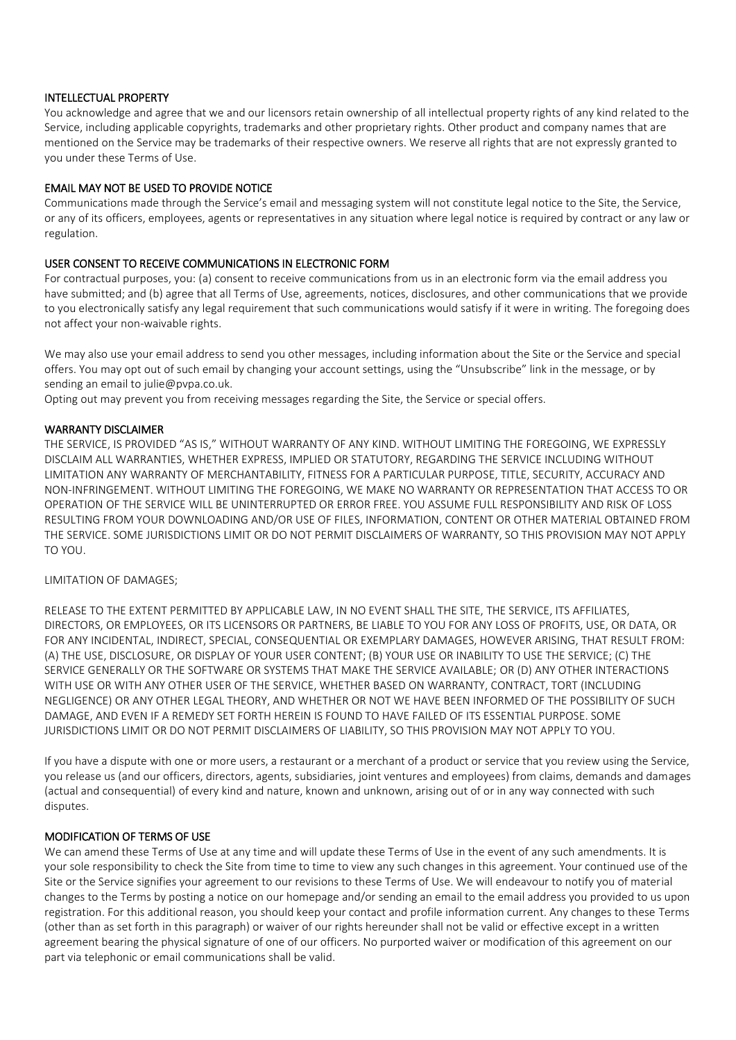## INTELLECTUAL PROPERTY

You acknowledge and agree that we and our licensors retain ownership of all intellectual property rights of any kind related to the Service, including applicable copyrights, trademarks and other proprietary rights. Other product and company names that are mentioned on the Service may be trademarks of their respective owners. We reserve all rights that are not expressly granted to you under these Terms of Use.

## EMAIL MAY NOT BE USED TO PROVIDE NOTICE

Communications made through the Service's email and messaging system will not constitute legal notice to the Site, the Service, or any of its officers, employees, agents or representatives in any situation where legal notice is required by contract or any law or regulation.

## USER CONSENT TO RECEIVE COMMUNICATIONS IN ELECTRONIC FORM

For contractual purposes, you: (a) consent to receive communications from us in an electronic form via the email address you have submitted; and (b) agree that all Terms of Use, agreements, notices, disclosures, and other communications that we provide to you electronically satisfy any legal requirement that such communications would satisfy if it were in writing. The foregoing does not affect your non-waivable rights.

We may also use your email address to send you other messages, including information about the Site or the Service and special offers. You may opt out of such email by changing your account settings, using the "Unsubscribe" link in the message, or by sending an email to julie@pvpa.co.uk.
Opting out may prevent you from receiving messages regarding the Site, the Service or special offers.

## WARRANTY DISCLAIMER

THE SERVICE, IS PROVIDED "AS IS," WITHOUT WARRANTY OF ANY KIND. WITHOUT LIMITING THE FOREGOING, WE EXPRESSLY DISCLAIM ALL WARRANTIES, WHETHER EXPRESS, IMPLIED OR STATUTORY, REGARDING THE SERVICE INCLUDING WITHOUT LIMITATION ANY WARRANTY OF MERCHANTABILITY, FITNESS FOR A PARTICULAR PURPOSE, TITLE, SECURITY, ACCURACY AND NON-INFRINGEMENT. WITHOUT LIMITING THE FOREGOING, WE MAKE NO WARRANTY OR REPRESENTATION THAT ACCESS TO OR OPERATION OF THE SERVICE WILL BE UNINTERRUPTED OR ERROR FREE. YOU ASSUME FULL RESPONSIBILITY AND RISK OF LOSS RESULTING FROM YOUR DOWNLOADING AND/OR USE OF FILES, INFORMATION, CONTENT OR OTHER MATERIAL OBTAINED FROM THE SERVICE. SOME JURISDICTIONS LIMIT OR DO NOT PERMIT DISCLAIMERS OF WARRANTY, SO THIS PROVISION MAY NOT APPLY TO YOU.

LIMITATION OF DAMAGES;

RELEASE TO THE EXTENT PERMITTED BY APPLICABLE LAW, IN NO EVENT SHALL THE SITE, THE SERVICE, ITS AFFILIATES, DIRECTORS, OR EMPLOYEES, OR ITS LICENSORS OR PARTNERS, BE LIABLE TO YOU FOR ANY LOSS OF PROFITS, USE, OR DATA, OR FOR ANY INCIDENTAL, INDIRECT, SPECIAL, CONSEQUENTIAL OR EXEMPLARY DAMAGES, HOWEVER ARISING, THAT RESULT FROM: (A) THE USE, DISCLOSURE, OR DISPLAY OF YOUR USER CONTENT; (B) YOUR USE OR INABILITY TO USE THE SERVICE; (C) THE SERVICE GENERALLY OR THE SOFTWARE OR SYSTEMS THAT MAKE THE SERVICE AVAILABLE; OR (D) ANY OTHER INTERACTIONS WITH USE OR WITH ANY OTHER USER OF THE SERVICE, WHETHER BASED ON WARRANTY, CONTRACT, TORT (INCLUDING NEGLIGENCE) OR ANY OTHER LEGAL THEORY, AND WHETHER OR NOT WE HAVE BEEN INFORMED OF THE POSSIBILITY OF SUCH DAMAGE, AND EVEN IF A REMEDY SET FORTH HEREIN IS FOUND TO HAVE FAILED OF ITS ESSENTIAL PURPOSE. SOME JURISDICTIONS LIMIT OR DO NOT PERMIT DISCLAIMERS OF LIABILITY, SO THIS PROVISION MAY NOT APPLY TO YOU.

If you have a dispute with one or more users, a restaurant or a merchant of a product or service that you review using the Service, you release us (and our officers, directors, agents, subsidiaries, joint ventures and employees) from claims, demands and damages (actual and consequential) of every kind and nature, known and unknown, arising out of or in any way connected with such disputes.

## MODIFICATION OF TERMS OF USE

We can amend these Terms of Use at any time and will update these Terms of Use in the event of any such amendments. It is your sole responsibility to check the Site from time to time to view any such changes in this agreement. Your continued use of the Site or the Service signifies your agreement to our revisions to these Terms of Use. We will endeavour to notify you of material changes to the Terms by posting a notice on our homepage and/or sending an email to the email address you provided to us upon registration. For this additional reason, you should keep your contact and profile information current. Any changes to these Terms (other than as set forth in this paragraph) or waiver of our rights hereunder shall not be valid or effective except in a written agreement bearing the physical signature of one of our officers. No purported waiver or modification of this agreement on our part via telephonic or email communications shall be valid.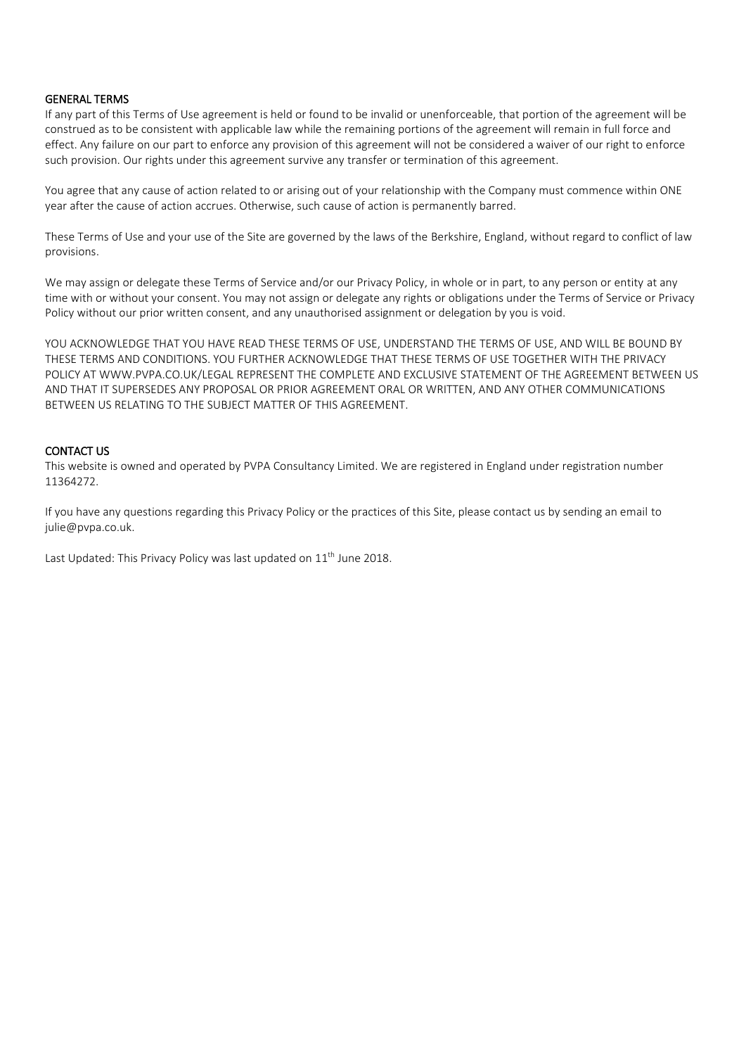## GENERAL TERMS

If any part of this Terms of Use agreement is held or found to be invalid or unenforceable, that portion of the agreement will be construed as to be consistent with applicable law while the remaining portions of the agreement will remain in full force and effect. Any failure on our part to enforce any provision of this agreement will not be considered a waiver of our right to enforce such provision. Our rights under this agreement survive any transfer or termination of this agreement.

You agree that any cause of action related to or arising out of your relationship with the Company must commence within ONE year after the cause of action accrues. Otherwise, such cause of action is permanently barred.

These Terms of Use and your use of the Site are governed by the laws of the Berkshire, England, without regard to conflict of law provisions.

We may assign or delegate these Terms of Service and/or our Privacy Policy, in whole or in part, to any person or entity at any time with or without your consent. You may not assign or delegate any rights or obligations under the Terms of Service or Privacy Policy without our prior written consent, and any unauthorised assignment or delegation by you is void.

YOU ACKNOWLEDGE THAT YOU HAVE READ THESE TERMS OF USE, UNDERSTAND THE TERMS OF USE, AND WILL BE BOUND BY THESE TERMS AND CONDITIONS. YOU FURTHER ACKNOWLEDGE THAT THESE TERMS OF USE TOGETHER WITH THE PRIVACY POLICY AT WWW.PVPA.CO.UK/LEGAL REPRESENT THE COMPLETE AND EXCLUSIVE STATEMENT OF THE AGREEMENT BETWEEN US AND THAT IT SUPERSEDES ANY PROPOSAL OR PRIOR AGREEMENT ORAL OR WRITTEN, AND ANY OTHER COMMUNICATIONS BETWEEN US RELATING TO THE SUBJECT MATTER OF THIS AGREEMENT.

## CONTACT US

This website is owned and operated by PVPA Consultancy Limited. We are registered in England under registration number 11364272.

If you have any questions regarding this Privacy Policy or the practices of this Site, please contact us by sending an email to julie@pvpa.co.uk.

Last Updated: This Privacy Policy was last updated on 11th June 2018.